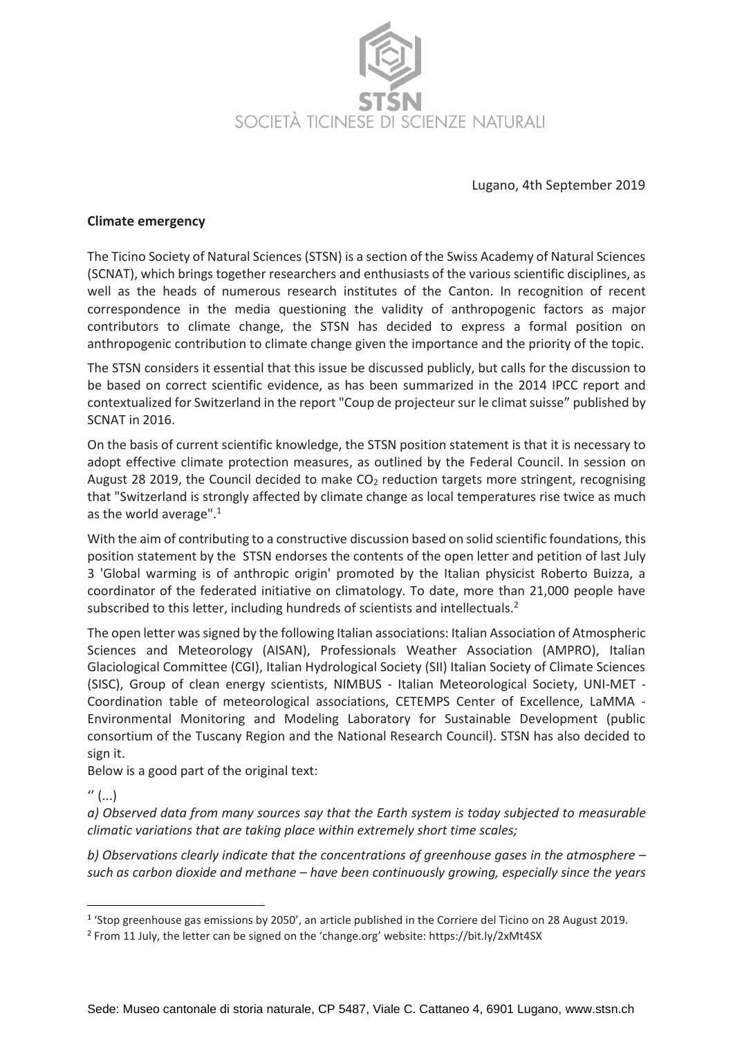SOCIETÀ TICINESE DI SCIENZE NATURALI

Lugano, 4th September 2019

**Climate emergency**

The Ticino Society of Natural Sciences (STSN) is a section of the Swiss Academy of Natural Sciences (SCNAT), which brings together researchers and enthusiasts of the various scientific disciplines, as well as the heads of numerous research institutes of the Canton. In recognition of recent correspondence in the media questioning the validity of anthropogenic factors as major contributors to climate change, the STSN has decided to express a formal position on anthropogenic contribution to climate change given the importance and the priority of the topic.

The STSN considers it essential that this issue be discussed publicly, but calls for the discussion to be based on correct scientific evidence, as has been summarized in the 2014 IPCC report and contextualized for Switzerland in the report "Coup de projecteur sur le climat suisse" published by SCNAT in 2016.

On the basis of current scientific knowledge, the STSN position statement is that it is necessary to adopt effective climate protection measures, as outlined by the Federal Council. In session on August 28 2019, the Council decided to make $CO_2$ reduction targets more stringent, recognising that "Switzerland is strongly affected by climate change as local temperatures rise twice as much as the world average".[1]

With the aim of contributing to a constructive discussion based on solid scientific foundations, this position statement by the STSN endorses the contents of the open letter and petition of last July 3 'Global warming is of anthropic origin' promoted by the Italian physicist Roberto Buizza, a coordinator of the federated initiative on climatology. To date, more than 21,000 people have subscribed to this letter, including hundreds of scientists and intellectuals.[2]

The open letter was signed by the following Italian associations: Italian Association of Atmospheric Sciences and Meteorology (AISAN), Professionals Weather Association (AMPRO), Italian Glaciological Committee (CGI), Italian Hydrological Society (SII) Italian Society of Climate Sciences (SISC), Group of clean energy scientists, NIMBUS - Italian Meteorological Society, UNI-MET - Coordination table of meteorological associations, CETEMPS Center of Excellence, LaMMA - Environmental Monitoring and Modeling Laboratory for Sustainable Development (public consortium of the Tuscany Region and the National Research Council). STSN has also decided to sign it.

Below is a good part of the original text:

'' (...)

*a) Observed data from many sources say that the Earth system is today subjected to measurable climatic variations that are taking place within extremely short time scales;*

*b) Observations clearly indicate that the concentrations of greenhouse gases in the atmosphere – such as carbon dioxide and methane – have been continuously growing, especially since the years*

[1] 'Stop greenhouse gas emissions by 2050', an article published in the Corriere del Ticino on 28 August 2019.

[2] From 11 July, the letter can be signed on the 'change.org' website: https://bit.ly/2xMt4SX

Sede: Museo cantonale di storia naturale, CP 5487, Viale C. Cattaneo 4, 6901 Lugano, www.stsn.ch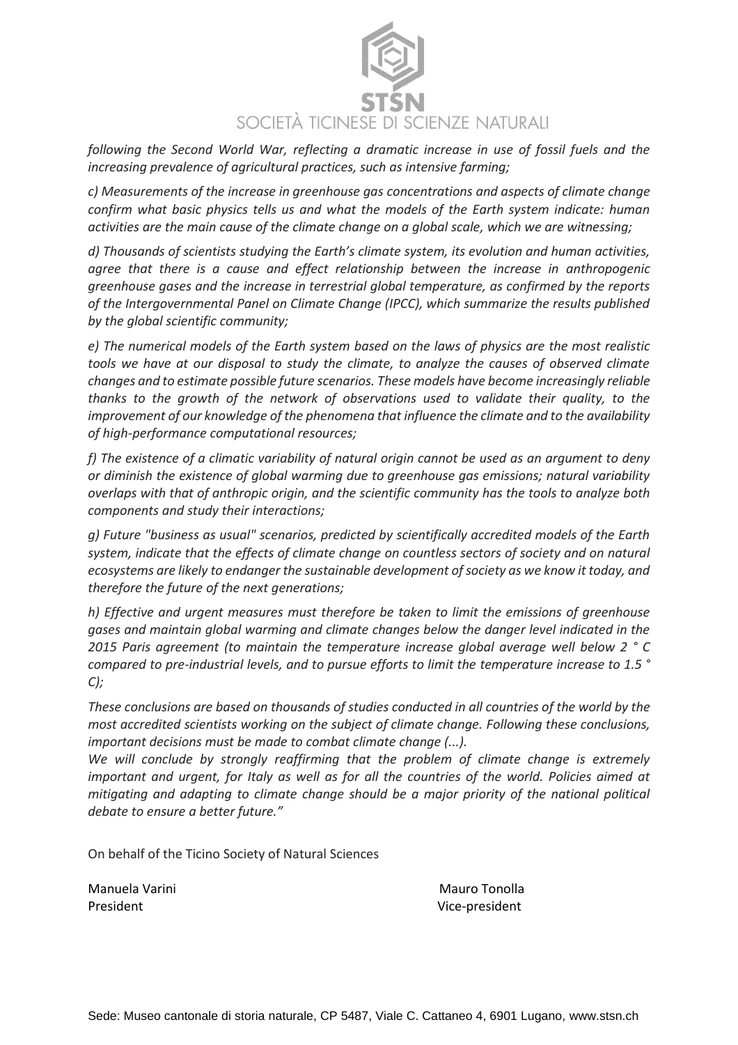*following the Second World War, reflecting a dramatic increase in use of fossil fuels and the increasing prevalence of agricultural practices, such as intensive farming;*

*c) Measurements of the increase in greenhouse gas concentrations and aspects of climate change confirm what basic physics tells us and what the models of the Earth system indicate: human activities are the main cause of the climate change on a global scale, which we are witnessing;*

*d) Thousands of scientists studying the Earth's climate system, its evolution and human activities, agree that there is a cause and effect relationship between the increase in anthropogenic greenhouse gases and the increase in terrestrial global temperature, as confirmed by the reports of the Intergovernmental Panel on Climate Change (IPCC), which summarize the results published by the global scientific community;*

*e) The numerical models of the Earth system based on the laws of physics are the most realistic tools we have at our disposal to study the climate, to analyze the causes of observed climate changes and to estimate possible future scenarios. These models have become increasingly reliable thanks to the growth of the network of observations used to validate their quality, to the improvement of our knowledge of the phenomena that influence the climate and to the availability of high-performance computational resources;*

*f) The existence of a climatic variability of natural origin cannot be used as an argument to deny or diminish the existence of global warming due to greenhouse gas emissions; natural variability overlaps with that of anthropic origin, and the scientific community has the tools to analyze both components and study their interactions;*

*g) Future "business as usual" scenarios, predicted by scientifically accredited models of the Earth system, indicate that the effects of climate change on countless sectors of society and on natural ecosystems are likely to endanger the sustainable development of society as we know it today, and therefore the future of the next generations;*

*h) Effective and urgent measures must therefore be taken to limit the emissions of greenhouse gases and maintain global warming and climate changes below the danger level indicated in the 2015 Paris agreement (to maintain the temperature increase global average well below 2 ° C compared to pre-industrial levels, and to pursue efforts to limit the temperature increase to 1.5 ° C);*

*These conclusions are based on thousands of studies conducted in all countries of the world by the most accredited scientists working on the subject of climate change. Following these conclusions, important decisions must be made to combat climate change (...).*
*We will conclude by strongly reaffirming that the problem of climate change is extremely important and urgent, for Italy as well as for all the countries of the world. Policies aimed at mitigating and adapting to climate change should be a major priority of the national political debate to ensure a better future."*

On behalf of the Ticino Society of Natural Sciences

Manuela Varini  
President

Mauro Tonolla  
Vice-president